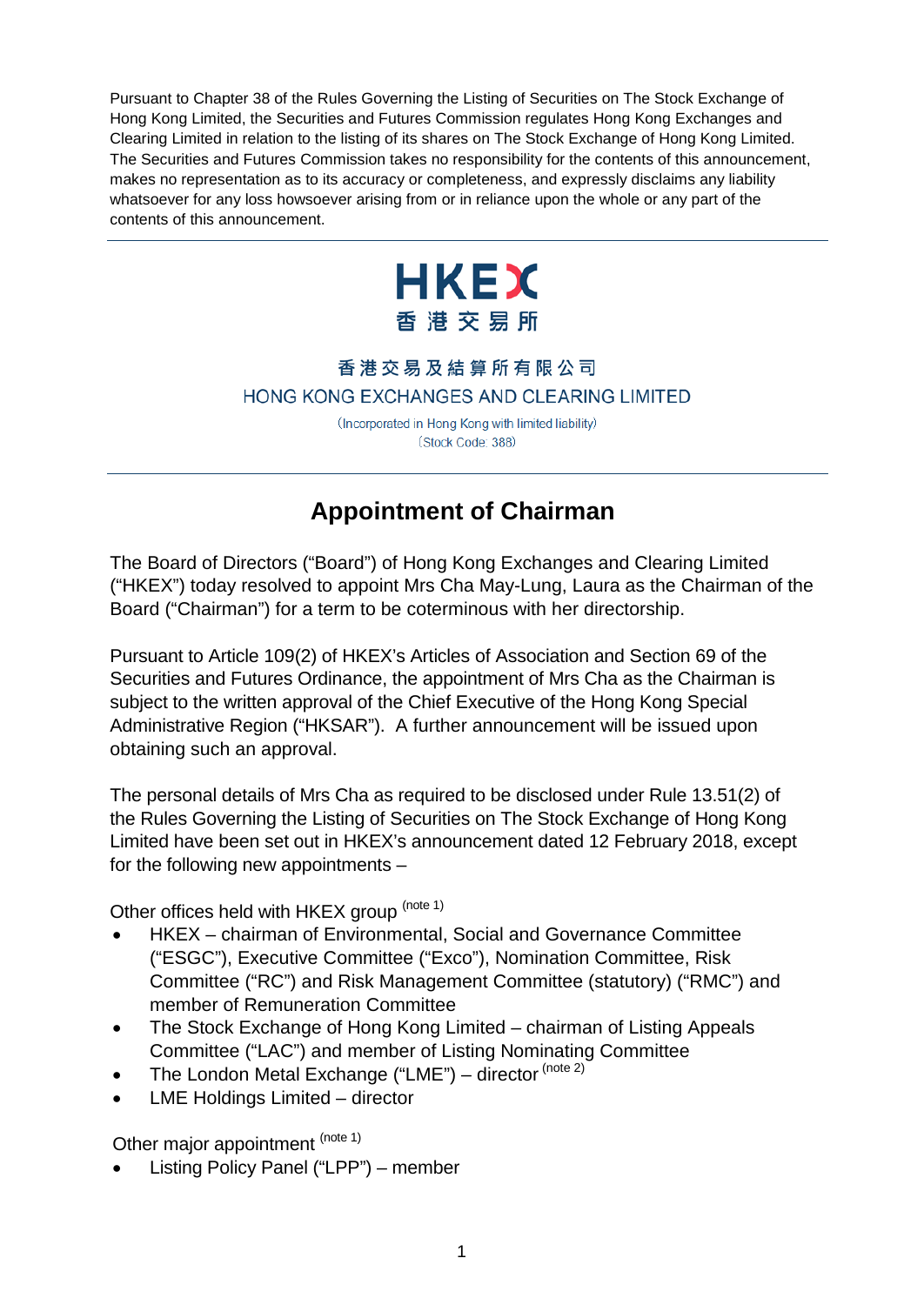Pursuant to Chapter 38 of the Rules Governing the Listing of Securities on The Stock Exchange of Hong Kong Limited, the Securities and Futures Commission regulates Hong Kong Exchanges and Clearing Limited in relation to the listing of its shares on The Stock Exchange of Hong Kong Limited. The Securities and Futures Commission takes no responsibility for the contents of this announcement, makes no representation as to its accuracy or completeness, and expressly disclaims any liability whatsoever for any loss howsoever arising from or in reliance upon the whole or any part of the contents of this announcement.

HKEX
香港交易所

香港交易及結算所有限公司
HONG KONG EXCHANGES AND CLEARING LIMITED
(Incorporated in Hong Kong with limited liability)
(Stock Code: 388)

# Appointment of Chairman

The Board of Directors ("Board") of Hong Kong Exchanges and Clearing Limited ("HKEX") today resolved to appoint Mrs Cha May-Lung, Laura as the Chairman of the Board ("Chairman") for a term to be coterminous with her directorship.

Pursuant to Article 109(2) of HKEX's Articles of Association and Section 69 of the Securities and Futures Ordinance, the appointment of Mrs Cha as the Chairman is subject to the written approval of the Chief Executive of the Hong Kong Special Administrative Region ("HKSAR"). A further announcement will be issued upon obtaining such an approval.

The personal details of Mrs Cha as required to be disclosed under Rule 13.51(2) of the Rules Governing the Listing of Securities on The Stock Exchange of Hong Kong Limited have been set out in HKEX's announcement dated 12 February 2018, except for the following new appointments –

Other offices held with HKEX group (note 1)

- HKEX – chairman of Environmental, Social and Governance Committee ("ESGC"), Executive Committee ("Exco"), Nomination Committee, Risk Committee ("RC") and Risk Management Committee (statutory) ("RMC") and member of Remuneration Committee
- The Stock Exchange of Hong Kong Limited – chairman of Listing Appeals Committee ("LAC") and member of Listing Nominating Committee
- The London Metal Exchange ("LME") – director (note 2)
- LME Holdings Limited – director

Other major appointment (note 1)

- Listing Policy Panel ("LPP") – member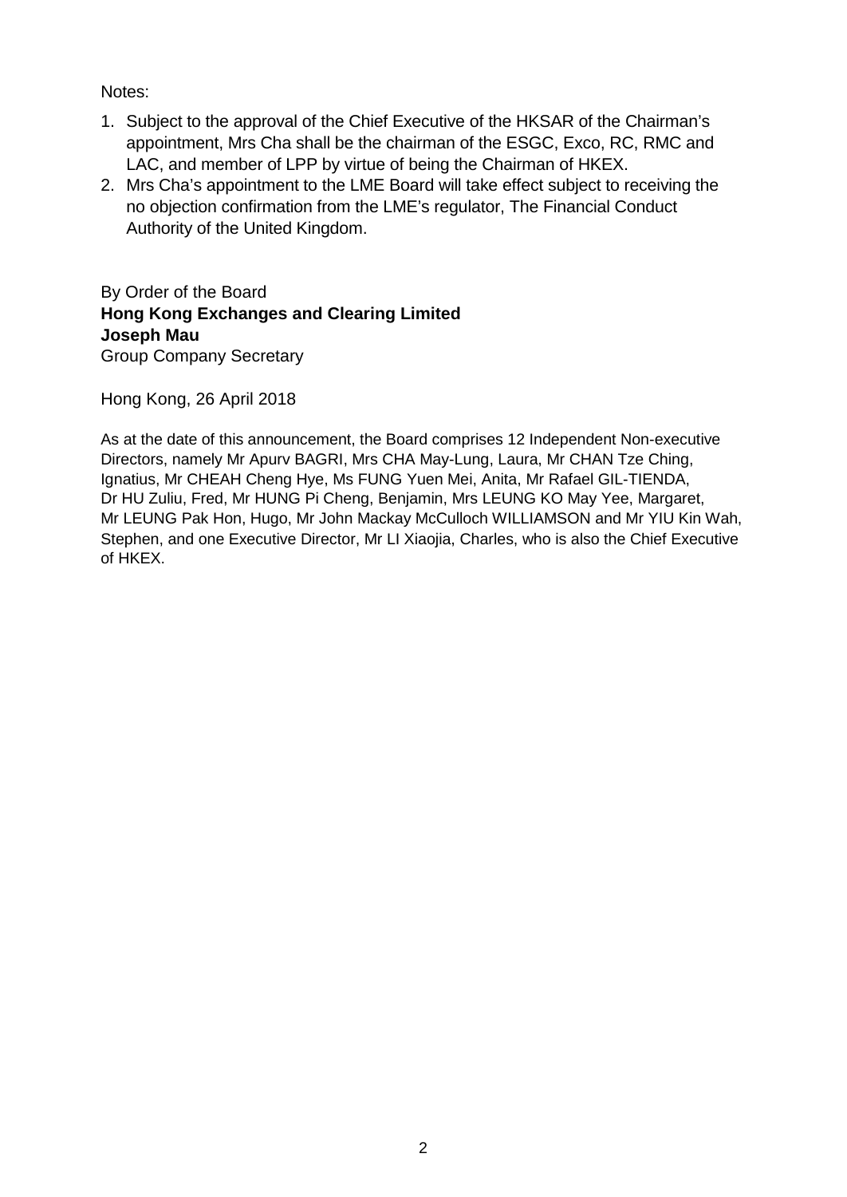Notes:

1. Subject to the approval of the Chief Executive of the HKSAR of the Chairman's appointment, Mrs Cha shall be the chairman of the ESGC, Exco, RC, RMC and LAC, and member of LPP by virtue of being the Chairman of HKEX.
2. Mrs Cha's appointment to the LME Board will take effect subject to receiving the no objection confirmation from the LME's regulator, The Financial Conduct Authority of the United Kingdom.

By Order of the Board
**Hong Kong Exchanges and Clearing Limited**
**Joseph Mau**
Group Company Secretary

Hong Kong, 26 April 2018

As at the date of this announcement, the Board comprises 12 Independent Non-executive Directors, namely Mr Apurv BAGRI, Mrs CHA May-Lung, Laura, Mr CHAN Tze Ching, Ignatius, Mr CHEAH Cheng Hye, Ms FUNG Yuen Mei, Anita, Mr Rafael GIL-TIENDA, Dr HU Zuliu, Fred, Mr HUNG Pi Cheng, Benjamin, Mrs LEUNG KO May Yee, Margaret, Mr LEUNG Pak Hon, Hugo, Mr John Mackay McCulloch WILLIAMSON and Mr YIU Kin Wah, Stephen, and one Executive Director, Mr LI Xiaojia, Charles, who is also the Chief Executive of HKEX.